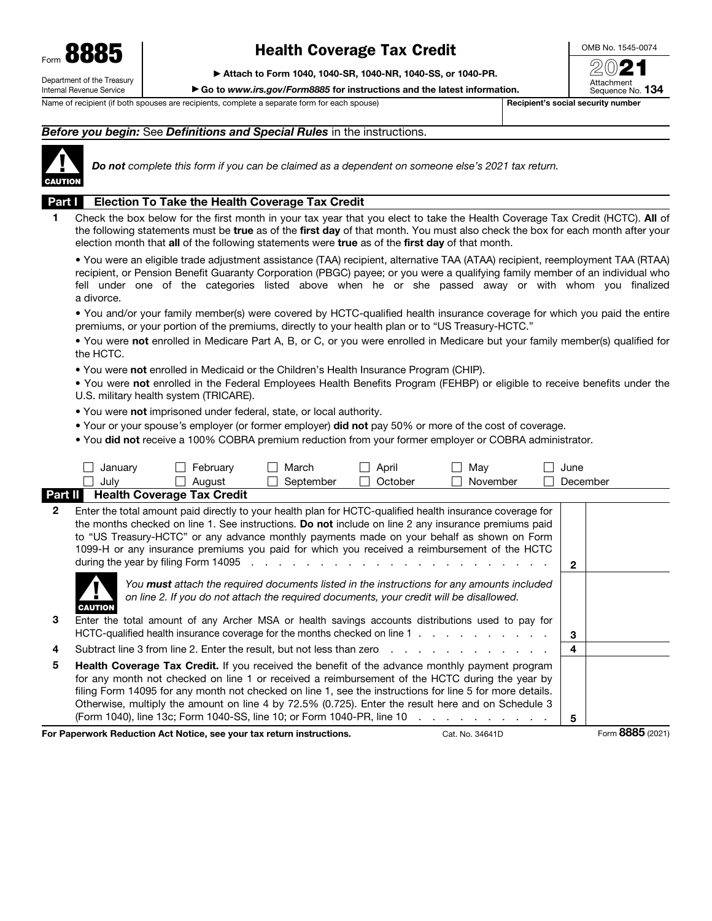Form **8885**

Department of the Treasury
Internal Revenue Service

# Health Coverage Tax Credit

▶ Attach to Form 1040, 1040-SR, 1040-NR, 1040-SS, or 1040-PR.

▶ Go to *www.irs.gov/Form8885* for instructions and the latest information.

OMB No. 1545-0074

2021

Attachment Sequence No. **134**

| Name of recipient (if both spouses are recipients, complete a separate form for each spouse) | Recipient's social security number |
|---|---|
| | |

***Before you begin:*** See ***Definitions and Special Rules*** in the instructions.

**CAUTION** ***Do not*** *complete this form if you can be claimed as a dependent on someone else's 2021 tax return.*

## Part I Election To Take the Health Coverage Tax Credit

**1** Check the box below for the first month in your tax year that you elect to take the Health Coverage Tax Credit (HCTC). **All** of the following statements must be **true** as of the **first day** of that month. You must also check the box for each month after your election month that **all** of the following statements were **true** as of the **first day** of that month.

- You were an eligible trade adjustment assistance (TAA) recipient, alternative TAA (ATAA) recipient, reemployment TAA (RTAA) recipient, or Pension Benefit Guaranty Corporation (PBGC) payee; or you were a qualifying family member of an individual who fell under one of the categories listed above when he or she passed away or with whom you finalized a divorce.
- You and/or your family member(s) were covered by HCTC-qualified health insurance coverage for which you paid the entire premiums, or your portion of the premiums, directly to your health plan or to "US Treasury-HCTC."
- You were **not** enrolled in Medicare Part A, B, or C, or you were enrolled in Medicare but your family member(s) qualified for the HCTC.
- You were **not** enrolled in Medicaid or the Children's Health Insurance Program (CHIP).
- You were **not** enrolled in the Federal Employees Health Benefits Program (FEHBP) or eligible to receive benefits under the U.S. military health system (TRICARE).
- You were **not** imprisoned under federal, state, or local authority.
- Your or your spouse's employer (or former employer) **did not** pay 50% or more of the cost of coverage.
- You **did not** receive a 100% COBRA premium reduction from your former employer or COBRA administrator.

| | | | | | |
|---|---|---|---|---|---|
| ☐ January | ☐ February | ☐ March | ☐ April | ☐ May | ☐ June |
| ☐ July | ☐ August | ☐ September | ☐ October | ☐ November | ☐ December |

## Part II Health Coverage Tax Credit

| | | | |
|---|---|---|---|
| **2** | Enter the total amount paid directly to your health plan for HCTC-qualified health insurance coverage for the months checked on line 1. See instructions. **Do not** include on line 2 any insurance premiums paid to "US Treasury-HCTC" or any advance monthly payments made on your behalf as shown on Form 1099-H or any insurance premiums you paid for which you received a reimbursement of the HCTC during the year by filing Form 14095 | **2** | |
| | **CAUTION** *You **must** attach the required documents listed in the instructions for any amounts included on line 2. If you do not attach the required documents, your credit will be disallowed.* | | |
| **3** | Enter the total amount of any Archer MSA or health savings accounts distributions used to pay for HCTC-qualified health insurance coverage for the months checked on line 1 | **3** | |
| **4** | Subtract line 3 from line 2. Enter the result, but not less than zero | **4** | |
| **5** | **Health Coverage Tax Credit.** If you received the benefit of the advance monthly payment program for any month not checked on line 1 or received a reimbursement of the HCTC during the year by filing Form 14095 for any month not checked on line 1, see the instructions for line 5 for more details. Otherwise, multiply the amount on line 4 by 72.5% (0.725). Enter the result here and on Schedule 3 (Form 1040), line 13c; Form 1040-SS, line 10; or Form 1040-PR, line 10 | **5** | |

**For Paperwork Reduction Act Notice, see your tax return instructions.** Cat. No. 34641D Form **8885** (2021)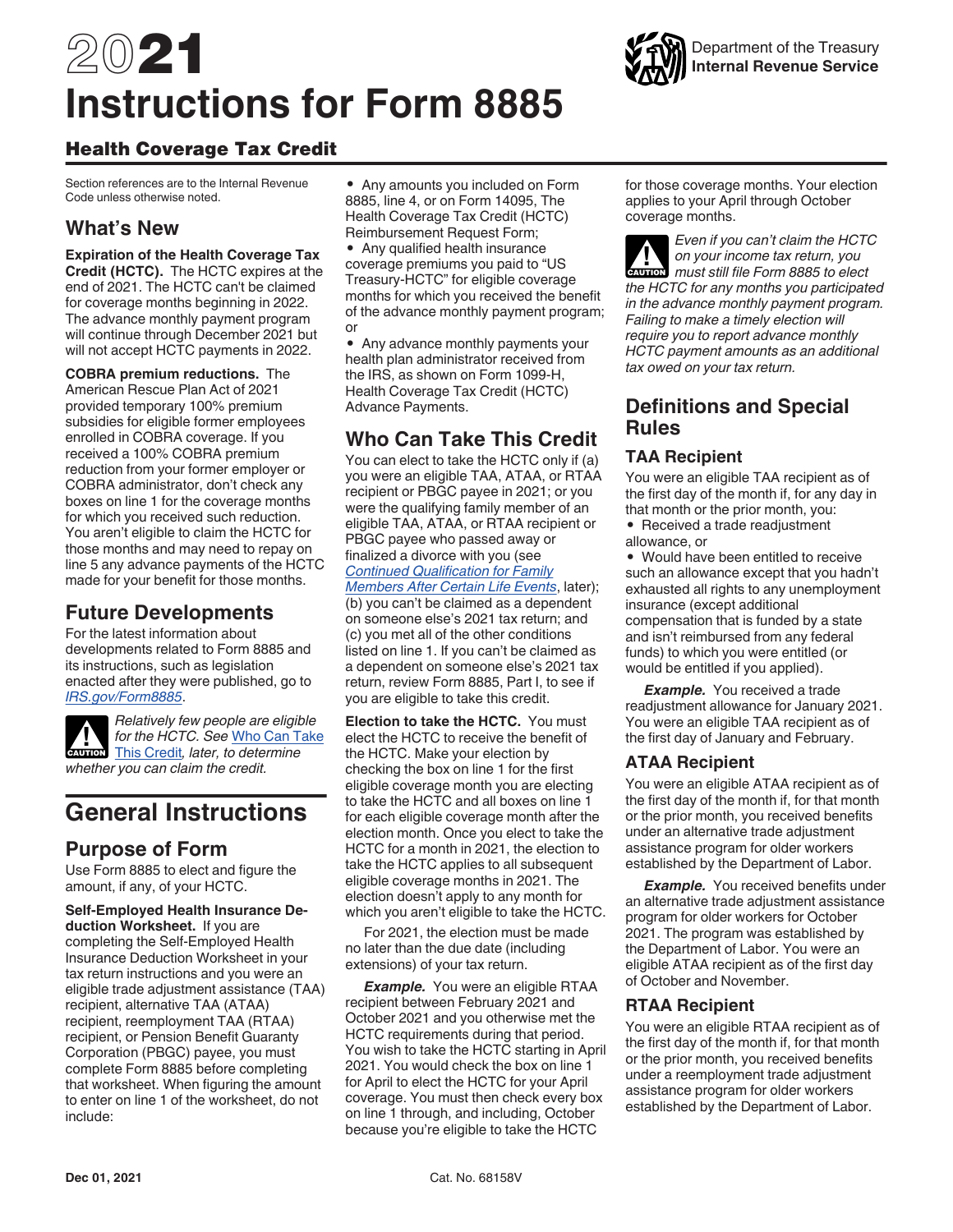# 2021 Instructions for Form 8885

## Health Coverage Tax Credit

Section references are to the Internal Revenue Code unless otherwise noted.

## What's New

**Expiration of the Health Coverage Tax Credit (HCTC).** The HCTC expires at the end of 2021. The HCTC can't be claimed for coverage months beginning in 2022. The advance monthly payment program will continue through December 2021 but will not accept HCTC payments in 2022.

**COBRA premium reductions.** The American Rescue Plan Act of 2021 provided temporary 100% premium subsidies for eligible former employees enrolled in COBRA coverage. If you received a 100% COBRA premium reduction from your former employer or COBRA administrator, don't check any boxes on line 1 for the coverage months for which you received such reduction. You aren't eligible to claim the HCTC for those months and may need to repay on line 5 any advance payments of the HCTC made for your benefit for those months.

## Future Developments

For the latest information about developments related to Form 8885 and its instructions, such as legislation enacted after they were published, go to *IRS.gov/Form8885*.

**CAUTION** *Relatively few people are eligible for the HCTC. See* Who Can Take This Credit*, later, to determine whether you can claim the credit.*

# General Instructions

## Purpose of Form

Use Form 8885 to elect and figure the amount, if any, of your HCTC.

**Self-Employed Health Insurance Deduction Worksheet.** If you are completing the Self-Employed Health Insurance Deduction Worksheet in your tax return instructions and you were an eligible trade adjustment assistance (TAA) recipient, alternative TAA (ATAA) recipient, reemployment TAA (RTAA) recipient, or Pension Benefit Guaranty Corporation (PBGC) payee, you must complete Form 8885 before completing that worksheet. When figuring the amount to enter on line 1 of the worksheet, do not include:

- Any amounts you included on Form 8885, line 4, or on Form 14095, The Health Coverage Tax Credit (HCTC) Reimbursement Request Form;
- Any qualified health insurance coverage premiums you paid to "US Treasury-HCTC" for eligible coverage months for which you received the benefit of the advance monthly payment program; or
- Any advance monthly payments your health plan administrator received from the IRS, as shown on Form 1099-H, Health Coverage Tax Credit (HCTC) Advance Payments.

## Who Can Take This Credit

You can elect to take the HCTC only if (a) you were an eligible TAA, ATAA, or RTAA recipient or PBGC payee in 2021; or you were the qualifying family member of an eligible TAA, ATAA, or RTAA recipient or PBGC payee who passed away or finalized a divorce with you (see *Continued Qualification for Family Members After Certain Life Events*, later); (b) you can't be claimed as a dependent on someone else's 2021 tax return; and (c) you met all of the other conditions listed on line 1. If you can't be claimed as a dependent on someone else's 2021 tax return, review Form 8885, Part I, to see if you are eligible to take this credit.

**Election to take the HCTC.** You must elect the HCTC to receive the benefit of the HCTC. Make your election by checking the box on line 1 for the first eligible coverage month you are electing to take the HCTC and all boxes on line 1 for each eligible coverage month after the election month. Once you elect to take the HCTC for a month in 2021, the election to take the HCTC applies to all subsequent eligible coverage months in 2021. The election doesn't apply to any month for which you aren't eligible to take the HCTC.

For 2021, the election must be made no later than the due date (including extensions) of your tax return.

***Example.*** You were an eligible RTAA recipient between February 2021 and October 2021 and you otherwise met the HCTC requirements during that period. You wish to take the HCTC starting in April 2021. You would check the box on line 1 for April to elect the HCTC for your April coverage. You must then check every box on line 1 through, and including, October because you're eligible to take the HCTC for those coverage months. Your election applies to your April through October coverage months.

**CAUTION** *Even if you can't claim the HCTC on your income tax return, you must still file Form 8885 to elect the HCTC for any months you participated in the advance monthly payment program. Failing to make a timely election will require you to report advance monthly HCTC payment amounts as an additional tax owed on your tax return.*

## Definitions and Special Rules

### TAA Recipient

You were an eligible TAA recipient as of the first day of the month if, for any day in that month or the prior month, you:

- Received a trade readjustment allowance, or
- Would have been entitled to receive such an allowance except that you hadn't exhausted all rights to any unemployment insurance (except additional compensation that is funded by a state and isn't reimbursed from any federal funds) to which you were entitled (or would be entitled if you applied).

***Example.*** You received a trade readjustment allowance for January 2021. You were an eligible TAA recipient as of the first day of January and February.

### ATAA Recipient

You were an eligible ATAA recipient as of the first day of the month if, for that month or the prior month, you received benefits under an alternative trade adjustment assistance program for older workers established by the Department of Labor.

***Example.*** You received benefits under an alternative trade adjustment assistance program for older workers for October 2021. The program was established by the Department of Labor. You were an eligible ATAA recipient as of the first day of October and November.

### RTAA Recipient

You were an eligible RTAA recipient as of the first day of the month if, for that month or the prior month, you received benefits under a reemployment trade adjustment assistance program for older workers established by the Department of Labor.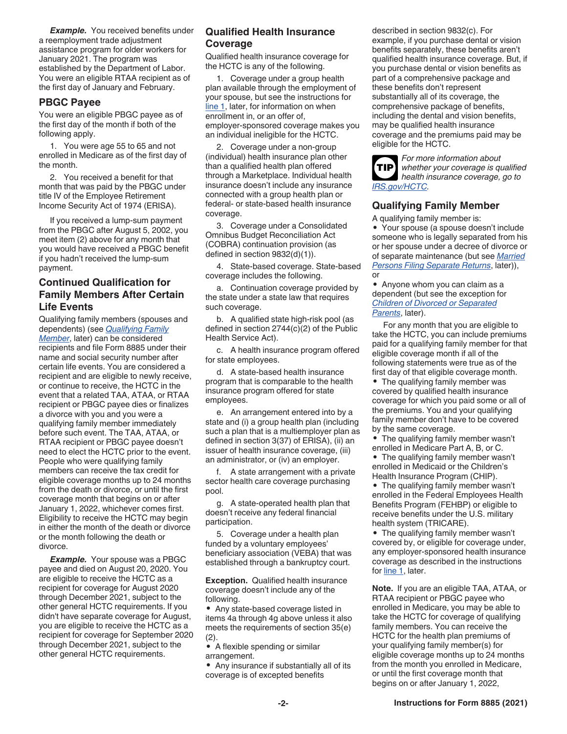***Example.*** You received benefits under a reemployment trade adjustment assistance program for older workers for January 2021. The program was established by the Department of Labor. You were an eligible RTAA recipient as of the first day of January and February.

## PBGC Payee

You were an eligible PBGC payee as of the first day of the month if both of the following apply.

1. You were age 55 to 65 and not enrolled in Medicare as of the first day of the month.

2. You received a benefit for that month that was paid by the PBGC under title IV of the Employee Retirement Income Security Act of 1974 (ERISA).

If you received a lump-sum payment from the PBGC after August 5, 2002, you meet item (2) above for any month that you would have received a PBGC benefit if you hadn't received the lump-sum payment.

## Continued Qualification for Family Members After Certain Life Events

Qualifying family members (spouses and dependents) (see *Qualifying Family Member*, later) can be considered recipients and file Form 8885 under their name and social security number after certain life events. You are considered a recipient and are eligible to newly receive, or continue to receive, the HCTC in the event that a related TAA, ATAA, or RTAA recipient or PBGC payee dies or finalizes a divorce with you and you were a qualifying family member immediately before such event. The TAA, ATAA, or RTAA recipient or PBGC payee doesn't need to elect the HCTC prior to the event. People who were qualifying family members can receive the tax credit for eligible coverage months up to 24 months from the death or divorce, or until the first coverage month that begins on or after January 1, 2022, whichever comes first. Eligibility to receive the HCTC may begin in either the month of the death or divorce or the month following the death or divorce.

***Example.*** Your spouse was a PBGC payee and died on August 20, 2020. You are eligible to receive the HCTC as a recipient for coverage for August 2020 through December 2021, subject to the other general HCTC requirements. If you didn't have separate coverage for August, you are eligible to receive the HCTC as a recipient for coverage for September 2020 through December 2021, subject to the other general HCTC requirements.

## Qualified Health Insurance Coverage

Qualified health insurance coverage for the HCTC is any of the following.

1. Coverage under a group health plan available through the employment of your spouse, but see the instructions for line 1, later, for information on when enrollment in, or an offer of, employer-sponsored coverage makes you an individual ineligible for the HCTC.

2. Coverage under a non-group (individual) health insurance plan other than a qualified health plan offered through a Marketplace. Individual health insurance doesn't include any insurance connected with a group health plan or federal- or state-based health insurance coverage.

3. Coverage under a Consolidated Omnibus Budget Reconciliation Act (COBRA) continuation provision (as defined in section 9832(d)(1)).

4. State-based coverage. State-based coverage includes the following.

a. Continuation coverage provided by the state under a state law that requires such coverage.

b. A qualified state high-risk pool (as defined in section 2744(c)(2) of the Public Health Service Act).

c. A health insurance program offered for state employees.

d. A state-based health insurance program that is comparable to the health insurance program offered for state employees.

e. An arrangement entered into by a state and (i) a group health plan (including such a plan that is a multiemployer plan as defined in section 3(37) of ERISA), (ii) an issuer of health insurance coverage, (iii) an administrator, or (iv) an employer.

f. A state arrangement with a private sector health care coverage purchasing pool.

g. A state-operated health plan that doesn't receive any federal financial participation.

5. Coverage under a health plan funded by a voluntary employees' beneficiary association (VEBA) that was established through a bankruptcy court.

**Exception.** Qualified health insurance coverage doesn't include any of the following.

- Any state-based coverage listed in items 4a through 4g above unless it also meets the requirements of section 35(e)(2).
- A flexible spending or similar arrangement.
- Any insurance if substantially all of its coverage is of excepted benefits described in section 9832(c). For example, if you purchase dental or vision benefits separately, these benefits aren't qualified health insurance coverage. But, if you purchase dental or vision benefits as part of a comprehensive package and these benefits don't represent substantially all of its coverage, the comprehensive package of benefits, including the dental and vision benefits, may be qualified health insurance coverage and the premiums paid may be eligible for the HCTC.

**TIP** *For more information about whether your coverage is qualified health insurance coverage, go to IRS.gov/HCTC.*

## Qualifying Family Member

A qualifying family member is:

- Your spouse (a spouse doesn't include someone who is legally separated from his or her spouse under a decree of divorce or of separate maintenance (but see *Married Persons Filing Separate Returns*, later)), or
- Anyone whom you can claim as a dependent (but see the exception for *Children of Divorced or Separated Parents*, later).

For any month that you are eligible to take the HCTC, you can include premiums paid for a qualifying family member for that eligible coverage month if all of the following statements were true as of the first day of that eligible coverage month.

- The qualifying family member was covered by qualified health insurance coverage for which you paid some or all of the premiums. You and your qualifying family member don't have to be covered by the same coverage.
- The qualifying family member wasn't enrolled in Medicare Part A, B, or C.
- The qualifying family member wasn't enrolled in Medicaid or the Children's Health Insurance Program (CHIP).
- The qualifying family member wasn't enrolled in the Federal Employees Health Benefits Program (FEHBP) or eligible to receive benefits under the U.S. military health system (TRICARE).
- The qualifying family member wasn't covered by, or eligible for coverage under, any employer-sponsored health insurance coverage as described in the instructions for line 1, later.

**Note.** If you are an eligible TAA, ATAA, or RTAA recipient or PBGC payee who enrolled in Medicare, you may be able to take the HCTC for coverage of qualifying family members. You can receive the HCTC for the health plan premiums of your qualifying family member(s) for eligible coverage months up to 24 months from the month you enrolled in Medicare, or until the first coverage month that begins on or after January 1, 2022,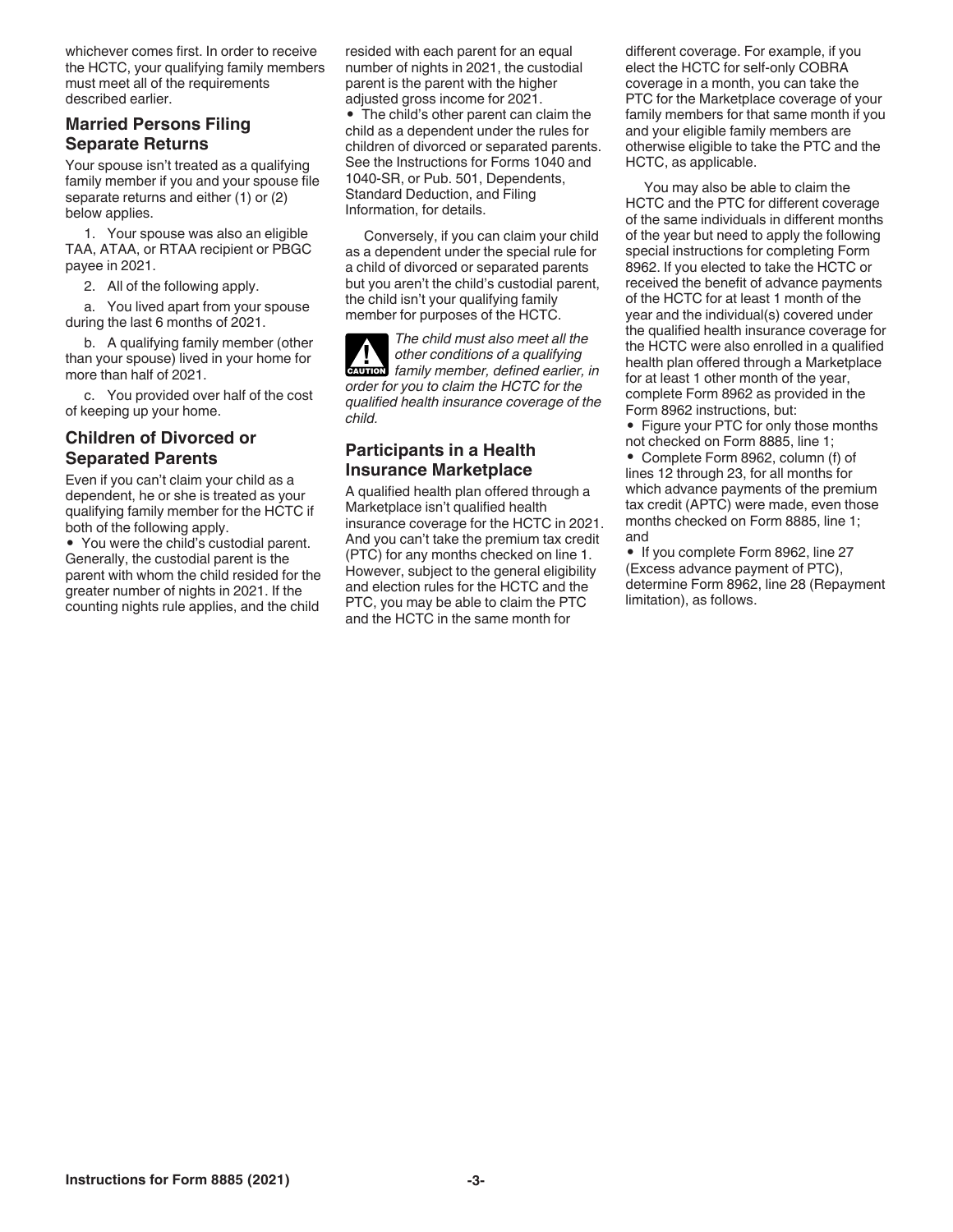whichever comes first. In order to receive the HCTC, your qualifying family members must meet all of the requirements described earlier.

### Married Persons Filing Separate Returns

Your spouse isn't treated as a qualifying family member if you and your spouse file separate returns and either (1) or (2) below applies.

1. Your spouse was also an eligible TAA, ATAA, or RTAA recipient or PBGC payee in 2021.

2. All of the following apply.

a. You lived apart from your spouse during the last 6 months of 2021.

b. A qualifying family member (other than your spouse) lived in your home for more than half of 2021.

c. You provided over half of the cost of keeping up your home.

### Children of Divorced or Separated Parents

Even if you can't claim your child as a dependent, he or she is treated as your qualifying family member for the HCTC if both of the following apply.

- You were the child's custodial parent. Generally, the custodial parent is the parent with whom the child resided for the greater number of nights in 2021. If the counting nights rule applies, and the child resided with each parent for an equal number of nights in 2021, the custodial parent is the parent with the higher adjusted gross income for 2021.
- The child's other parent can claim the child as a dependent under the rules for children of divorced or separated parents. See the Instructions for Forms 1040 and 1040-SR, or Pub. 501, Dependents, Standard Deduction, and Filing Information, for details.

Conversely, if you can claim your child as a dependent under the special rule for a child of divorced or separated parents but you aren't the child's custodial parent, the child isn't your qualifying family member for purposes of the HCTC.

**CAUTION:** *The child must also meet all the other conditions of a qualifying family member, defined earlier, in order for you to claim the HCTC for the qualified health insurance coverage of the child.*

### Participants in a Health Insurance Marketplace

A qualified health plan offered through a Marketplace isn't qualified health insurance coverage for the HCTC in 2021. And you can't take the premium tax credit (PTC) for any months checked on line 1. However, subject to the general eligibility and election rules for the HCTC and the PTC, you may be able to claim the PTC and the HCTC in the same month for different coverage. For example, if you elect the HCTC for self-only COBRA coverage in a month, you can take the PTC for the Marketplace coverage of your family members for that same month if you and your eligible family members are otherwise eligible to take the PTC and the HCTC, as applicable.

You may also be able to claim the HCTC and the PTC for different coverage of the same individuals in different months of the year but need to apply the following special instructions for completing Form 8962. If you elected to take the HCTC or received the benefit of advance payments of the HCTC for at least 1 month of the year and the individual(s) covered under the qualified health insurance coverage for the HCTC were also enrolled in a qualified health plan offered through a Marketplace for at least 1 other month of the year, complete Form 8962 as provided in the Form 8962 instructions, but:

- Figure your PTC for only those months not checked on Form 8885, line 1;
- Complete Form 8962, column (f) of lines 12 through 23, for all months for which advance payments of the premium tax credit (APTC) were made, even those months checked on Form 8885, line 1; and
- If you complete Form 8962, line 27 (Excess advance payment of PTC), determine Form 8962, line 28 (Repayment limitation), as follows.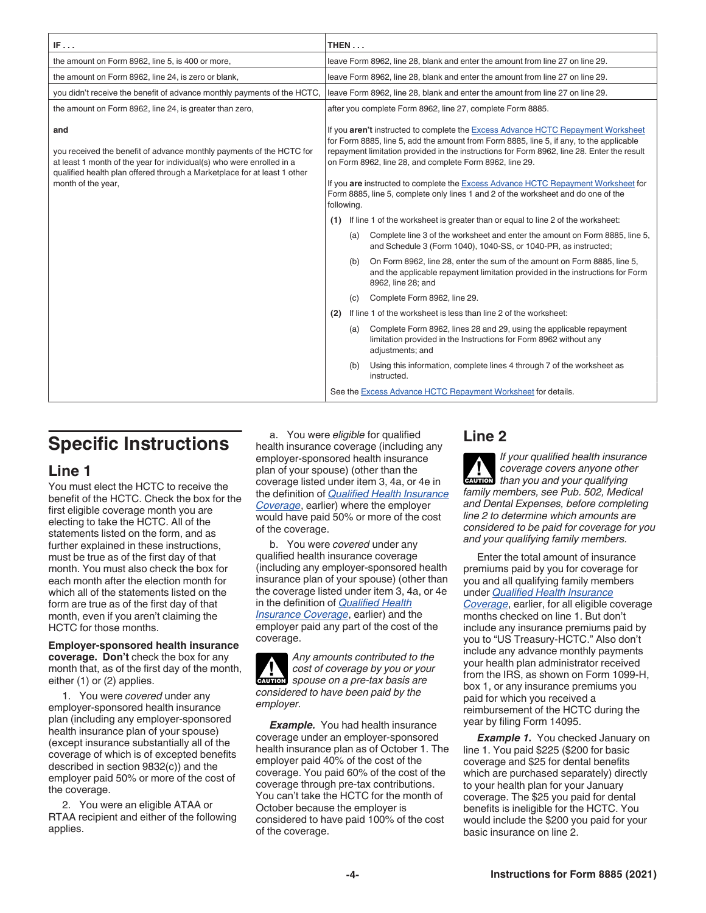| IF . . . | THEN . . . |
| --- | --- |
| the amount on Form 8962, line 5, is 400 or more, | leave Form 8962, line 28, blank and enter the amount from line 27 on line 29. |
| the amount on Form 8962, line 24, is zero or blank, | leave Form 8962, line 28, blank and enter the amount from line 27 on line 29. |
| you didn't receive the benefit of advance monthly payments of the HCTC, | leave Form 8962, line 28, blank and enter the amount from line 27 on line 29. |
| the amount on Form 8962, line 24, is greater than zero, **and** you received the benefit of advance monthly payments of the HCTC for at least 1 month of the year for individual(s) who were enrolled in a qualified health plan offered through a Marketplace for at least 1 other month of the year, | after you complete Form 8962, line 27, complete Form 8885. If you **aren't** instructed to complete the Excess Advance HCTC Repayment Worksheet for Form 8885, line 5, add the amount from Form 8885, line 5, if any, to the applicable repayment limitation provided in the instructions for Form 8962, line 28. Enter the result on Form 8962, line 28, and complete Form 8962, line 29. If you **are** instructed to complete the Excess Advance HCTC Repayment Worksheet for Form 8885, line 5, complete only lines 1 and 2 of the worksheet and do one of the following. **(1)** If line 1 of the worksheet is greater than or equal to line 2 of the worksheet: (a) Complete line 3 of the worksheet and enter the amount on Form 8885, line 5, and Schedule 3 (Form 1040), 1040-SS, or 1040-PR, as instructed; (b) On Form 8962, line 28, enter the sum of the amount on Form 8885, line 5, and the applicable repayment limitation provided in the instructions for Form 8962, line 28; and (c) Complete Form 8962, line 29. **(2)** If line 1 of the worksheet is less than line 2 of the worksheet: (a) Complete Form 8962, lines 28 and 29, using the applicable repayment limitation provided in the Instructions for Form 8962 without any adjustments; and (b) Using this information, complete lines 4 through 7 of the worksheet as instructed. See the Excess Advance HCTC Repayment Worksheet for details. |

# Specific Instructions

## Line 1

You must elect the HCTC to receive the benefit of the HCTC. Check the box for the first eligible coverage month you are electing to take the HCTC. All of the statements listed on the form, and as further explained in these instructions, must be true as of the first day of that month. You must also check the box for each month after the election month for which all of the statements listed on the form are true as of the first day of that month, even if you aren't claiming the HCTC for those months.

**Employer-sponsored health insurance coverage. Don't** check the box for any month that, as of the first day of the month, either (1) or (2) applies.

1. You were *covered* under any employer-sponsored health insurance plan (including any employer-sponsored health insurance plan of your spouse) (except insurance substantially all of the coverage of which is of excepted benefits described in section 9832(c)) and the employer paid 50% or more of the cost of the coverage.

2. You were an eligible ATAA or RTAA recipient and either of the following applies.

a. You were *eligible* for qualified health insurance coverage (including any employer-sponsored health insurance plan of your spouse) (other than the coverage listed under item 3, 4a, or 4e in the definition of *Qualified Health Insurance Coverage*, earlier) where the employer would have paid 50% or more of the cost of the coverage.

b. You were *covered* under any qualified health insurance coverage (including any employer-sponsored health insurance plan of your spouse) (other than the coverage listed under item 3, 4a, or 4e in the definition of *Qualified Health Insurance Coverage*, earlier) and the employer paid any part of the cost of the coverage.

CAUTION: *Any amounts contributed to the cost of coverage by you or your spouse on a pre-tax basis are considered to have been paid by the employer.*

***Example.*** You had health insurance coverage under an employer-sponsored health insurance plan as of October 1. The employer paid 40% of the cost of the coverage. You paid 60% of the cost of the coverage through pre-tax contributions. You can't take the HCTC for the month of October because the employer is considered to have paid 100% of the cost of the coverage.

## Line 2

CAUTION: *If your qualified health insurance coverage covers anyone other than you and your qualifying family members, see Pub. 502, Medical and Dental Expenses, before completing line 2 to determine which amounts are considered to be paid for coverage for you and your qualifying family members.*

Enter the total amount of insurance premiums paid by you for coverage for you and all qualifying family members under *Qualified Health Insurance Coverage*, earlier, for all eligible coverage months checked on line 1. But don't include any insurance premiums paid by you to "US Treasury-HCTC." Also don't include any advance monthly payments your health plan administrator received from the IRS, as shown on Form 1099-H, box 1, or any insurance premiums you paid for which you received a reimbursement of the HCTC during the year by filing Form 14095.

***Example 1.*** You checked January on line 1. You paid $225 ($200 for basic coverage and $25 for dental benefits which are purchased separately) directly to your health plan for your January coverage. The $25 you paid for dental benefits is ineligible for the HCTC. You would include the $200 you paid for your basic insurance on line 2.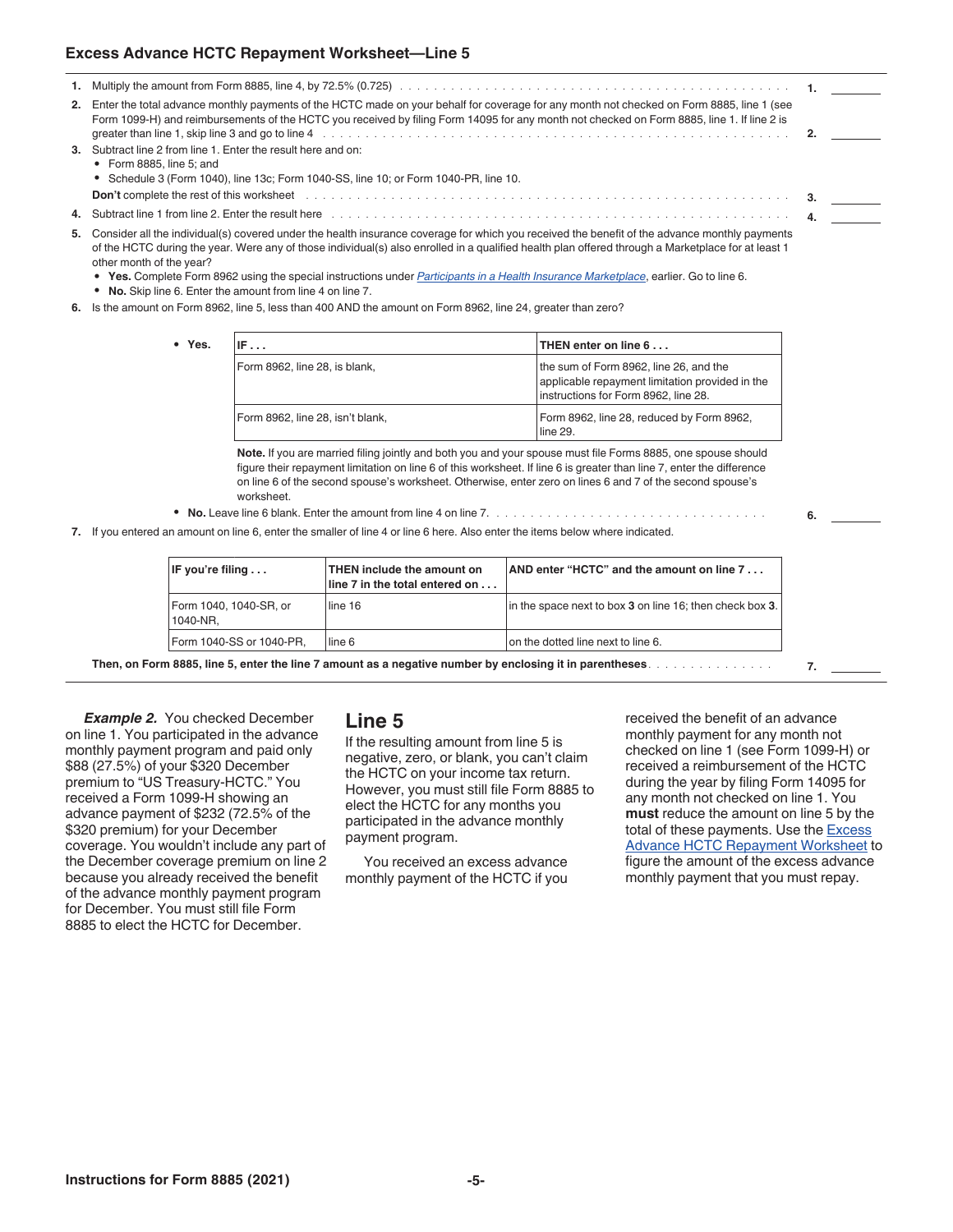### Excess Advance HCTC Repayment Worksheet—Line 5

1. Multiply the amount from Form 8885, line 4, by 72.5% (0.725) . . . . . . . . . . . . . . . . . . . . . . . . . . . . . . . . . . . . . . . . . . . . . **1.** ______
2. Enter the total advance monthly payments of the HCTC made on your behalf for coverage for any month not checked on Form 8885, line 1 (see Form 1099-H) and reimbursements of the HCTC you received by filing Form 14095 for any month not checked on Form 8885, line 1. If line 2 is greater than line 1, skip line 3 and go to line 4 . . . . . . . . . . . . . . . . . . . . . . . . . . . . . . . . . . . . . . . . . . . . . **2.** ______
3. Subtract line 2 from line 1. Enter the result here and on:
   - Form 8885, line 5; and
   - Schedule 3 (Form 1040), line 13c; Form 1040-SS, line 10; or Form 1040-PR, line 10.

   **Don't** complete the rest of this worksheet . . . . . . . . . . . . . . . . . . . . . . . . . . . . . . . . . . . . . . . . . . . . . **3.** ______
4. Subtract line 1 from line 2. Enter the result here . . . . . . . . . . . . . . . . . . . . . . . . . . . . . . . . . . . . . . . . . . . . . **4.** ______
5. Consider all the individual(s) covered under the health insurance coverage for which you received the benefit of the advance monthly payments of the HCTC during the year. Were any of those individual(s) also enrolled in a qualified health plan offered through a Marketplace for at least 1 other month of the year?
   - **Yes.** Complete Form 8962 using the special instructions under *Participants in a Health Insurance Marketplace*, earlier. Go to line 6.
   - **No.** Skip line 6. Enter the amount from line 4 on line 7.
6. Is the amount on Form 8962, line 5, less than 400 AND the amount on Form 8962, line 24, greater than zero?
   - **Yes.**

   | IF . . . | THEN enter on line 6 . . . |
   | --- | --- |
   | Form 8962, line 28, is blank, | the sum of Form 8962, line 26, and the applicable repayment limitation provided in the instructions for Form 8962, line 28. |
   | Form 8962, line 28, isn't blank, | Form 8962, line 28, reduced by Form 8962, line 29. |

   **Note.** If you are married filing jointly and both you and your spouse must file Forms 8885, one spouse should figure their repayment limitation on line 6 of this worksheet. If line 6 is greater than line 7, enter the difference on line 6 of the second spouse's worksheet. Otherwise, enter zero on lines 6 and 7 of the second spouse's worksheet.

   - **No.** Leave line 6 blank. Enter the amount from line 4 on line 7. . . . . . . . . . . . . . . . . . . . . . . . . . . . . . . . . . **6.** ______
7. If you entered an amount on line 6, enter the smaller of line 4 or line 6 here. Also enter the items below where indicated.

   | IF you're filing . . . | THEN include the amount on line 7 in the total entered on . . . | AND enter "HCTC" and the amount on line 7 . . . |
   | --- | --- | --- |
   | Form 1040, 1040-SR, or 1040-NR, | line 16 | in the space next to box **3** on line 16; then check box **3**. |
   | Form 1040-SS or 1040-PR, | line 6 | on the dotted line next to line 6. |

   **Then, on Form 8885, line 5, enter the line 7 amount as a negative number by enclosing it in parentheses** . . . . . . . . . . . . . . . **7.** ______

***Example 2.*** You checked December on line 1. You participated in the advance monthly payment program and paid only $88 (27.5%) of your $320 December premium to "US Treasury-HCTC." You received a Form 1099-H showing an advance payment of $232 (72.5% of the $320 premium) for your December coverage. You wouldn't include any part of the December coverage premium on line 2 because you already received the benefit of the advance monthly payment program for December. You must still file Form 8885 to elect the HCTC for December.

## Line 5

If the resulting amount from line 5 is negative, zero, or blank, you can't claim the HCTC on your income tax return. However, you must still file Form 8885 to elect the HCTC for any months you participated in the advance monthly payment program.

You received an excess advance monthly payment of the HCTC if you received the benefit of an advance monthly payment for any month not checked on line 1 (see Form 1099-H) or received a reimbursement of the HCTC during the year by filing Form 14095 for any month not checked on line 1. You **must** reduce the amount on line 5 by the total of these payments. Use the Excess Advance HCTC Repayment Worksheet to figure the amount of the excess advance monthly payment that you must repay.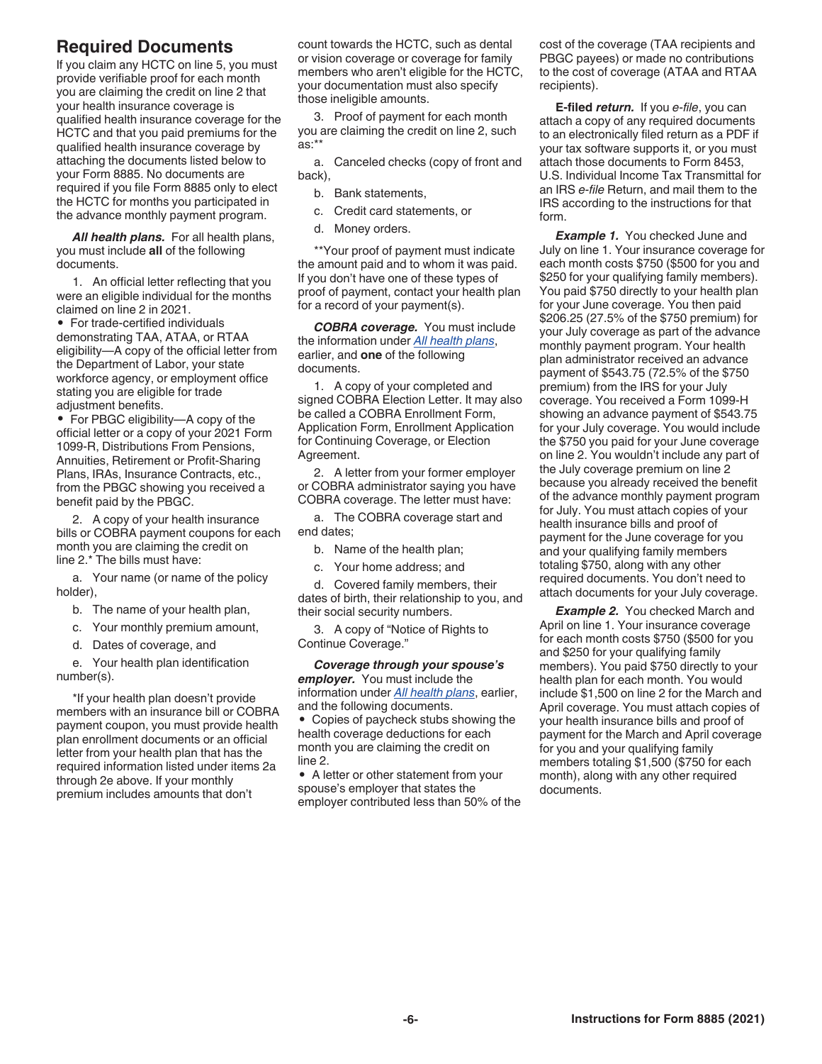## Required Documents

If you claim any HCTC on line 5, you must provide verifiable proof for each month you are claiming the credit on line 2 that your health insurance coverage is qualified health insurance coverage for the HCTC and that you paid premiums for the qualified health insurance coverage by attaching the documents listed below to your Form 8885. No documents are required if you file Form 8885 only to elect the HCTC for months you participated in the advance monthly payment program.

***All health plans.*** For all health plans, you must include **all** of the following documents.

1. An official letter reflecting that you were an eligible individual for the months claimed on line 2 in 2021.

- For trade-certified individuals demonstrating TAA, ATAA, or RTAA eligibility—A copy of the official letter from the Department of Labor, your state workforce agency, or employment office stating you are eligible for trade adjustment benefits.
- For PBGC eligibility—A copy of the official letter or a copy of your 2021 Form 1099-R, Distributions From Pensions, Annuities, Retirement or Profit-Sharing Plans, IRAs, Insurance Contracts, etc., from the PBGC showing you received a benefit paid by the PBGC.

2. A copy of your health insurance bills or COBRA payment coupons for each month you are claiming the credit on line 2.* The bills must have:

a. Your name (or name of the policy holder),

b. The name of your health plan,

c. Your monthly premium amount,

d. Dates of coverage, and

e. Your health plan identification number(s).

*If your health plan doesn't provide members with an insurance bill or COBRA payment coupon, you must provide health plan enrollment documents or an official letter from your health plan that has the required information listed under items 2a through 2e above. If your monthly premium includes amounts that don't count towards the HCTC, such as dental or vision coverage or coverage for family members who aren't eligible for the HCTC, your documentation must also specify those ineligible amounts.

3. Proof of payment for each month you are claiming the credit on line 2, such as:**

a. Canceled checks (copy of front and back),

b. Bank statements,

c. Credit card statements, or

d. Money orders.

**Your proof of payment must indicate the amount paid and to whom it was paid. If you don't have one of these types of proof of payment, contact your health plan for a record of your payment(s).

***COBRA coverage.*** You must include the information under *All health plans*, earlier, and **one** of the following documents.

1. A copy of your completed and signed COBRA Election Letter. It may also be called a COBRA Enrollment Form, Application Form, Enrollment Application for Continuing Coverage, or Election Agreement.

2. A letter from your former employer or COBRA administrator saying you have COBRA coverage. The letter must have:

a. The COBRA coverage start and end dates;

b. Name of the health plan;

c. Your home address; and

d. Covered family members, their dates of birth, their relationship to you, and their social security numbers.

3. A copy of "Notice of Rights to Continue Coverage."

***Coverage through your spouse's employer.*** You must include the information under *All health plans*, earlier, and the following documents.

- Copies of paycheck stubs showing the health coverage deductions for each month you are claiming the credit on line 2.
- A letter or other statement from your spouse's employer that states the employer contributed less than 50% of the cost of the coverage (TAA recipients and PBGC payees) or made no contributions to the cost of coverage (ATAA and RTAA recipients).

**E-filed *return.*** If you *e-file*, you can attach a copy of any required documents to an electronically filed return as a PDF if your tax software supports it, or you must attach those documents to Form 8453, U.S. Individual Income Tax Transmittal for an IRS *e-file* Return, and mail them to the IRS according to the instructions for that form.

***Example 1.*** You checked June and July on line 1. Your insurance coverage for each month costs $750 ($500 for you and $250 for your qualifying family members). You paid $750 directly to your health plan for your June coverage. You then paid $206.25 (27.5% of the $750 premium) for your July coverage as part of the advance monthly payment program. Your health plan administrator received an advance payment of $543.75 (72.5% of the $750 premium) from the IRS for your July coverage. You received a Form 1099-H showing an advance payment of $543.75 for your July coverage. You would include the $750 you paid for your June coverage on line 2. You wouldn't include any part of the July coverage premium on line 2 because you already received the benefit of the advance monthly payment program for July. You must attach copies of your health insurance bills and proof of payment for the June coverage for you and your qualifying family members totaling $750, along with any other required documents. You don't need to attach documents for your July coverage.

***Example 2.*** You checked March and April on line 1. Your insurance coverage for each month costs $750 ($500 for you and $250 for your qualifying family members). You paid $750 directly to your health plan for each month. You would include $1,500 on line 2 for the March and April coverage. You must attach copies of your health insurance bills and proof of payment for the March and April coverage for you and your qualifying family members totaling $1,500 ($750 for each month), along with any other required documents.